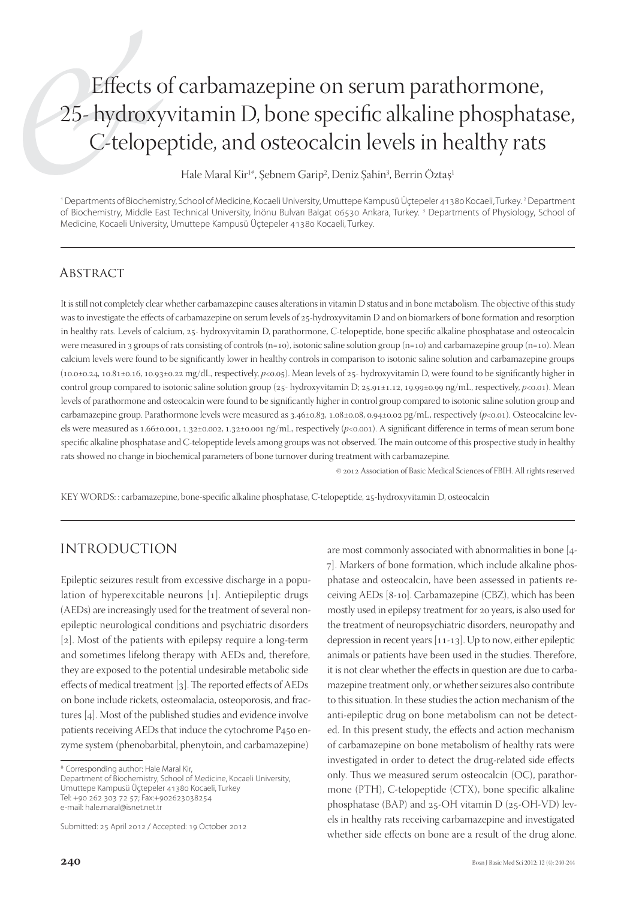# Effects of carbamazepine on serum parathormone, 25- hydroxyvitamin D, bone specific alkaline phosphatase, C-telopeptide, and osteocalcin levels in healthy rats

Hale Maral Kir[1*], Şebnem Garip[2], Deniz Şahin[3], Berrin Öztaş[1]

[1] Departments of Biochemistry, School of Medicine, Kocaeli University, Umuttepe Kampusü Üçtepeler 41380 Kocaeli, Turkey. [2] Department of Biochemistry, Middle East Technical University, İnönu Bulvarı Balgat 06530 Ankara, Turkey. [3] Departments of Physiology, School of Medicine, Kocaeli University, Umuttepe Kampusü Üçtepeler 41380 Kocaeli, Turkey.

## Abstract

It is still not completely clear whether carbamazepine causes alterations in vitamin D status and in bone metabolism. The objective of this study was to investigate the effects of carbamazepine on serum levels of 25-hydroxyvitamin D and on biomarkers of bone formation and resorption in healthy rats. Levels of calcium, 25- hydroxyvitamin D, parathormone, C-telopeptide, bone specific alkaline phosphatase and osteocalcin were measured in 3 groups of rats consisting of controls (n=10), isotonic saline solution group (n=10) and carbamazepine group (n=10). Mean calcium levels were found to be significantly lower in healthy controls in comparison to isotonic saline solution and carbamazepine groups (10.0±0.24, 10.81±0.16, 10.93±0.22 mg/dL, respectively, $p<0.05$). Mean levels of 25- hydroxyvitamin D, were found to be significantly higher in control group compared to isotonic saline solution group (25- hydroxyvitamin D; 25.91±1.12, 19.99±0.99 ng/mL, respectively, $p<0.01$). Mean levels of parathormone and osteocalcin were found to be significantly higher in control group compared to isotonic saline solution group and carbamazepine group. Parathormone levels were measured as 3.46±0.83, 1.08±0.08, 0.94±0.02 pg/mL, respectively ($p<0.01$). Osteocalcine levels were measured as 1.66±0.001, 1.32±0.002, 1.32±0.001 ng/mL, respectively ($p<0.001$). A significant difference in terms of mean serum bone specific alkaline phosphatase and C-telopeptide levels among groups was not observed. The main outcome of this prospective study in healthy rats showed no change in biochemical parameters of bone turnover during treatment with carbamazepine.

© 2012 Association of Basic Medical Sciences of FBIH. All rights reserved

KEY WORDS: : carbamazepine, bone-specific alkaline phosphatase, C-telopeptide, 25-hydroxyvitamin D, osteocalcin

## Introduction

Epileptic seizures result from excessive discharge in a population of hyperexcitable neurons [1]. Antiepileptic drugs (AEDs) are increasingly used for the treatment of several non-epileptic neurological conditions and psychiatric disorders [2]. Most of the patients with epilepsy require a long-term and sometimes lifelong therapy with AEDs and, therefore, they are exposed to the potential undesirable metabolic side effects of medical treatment [3]. The reported effects of AEDs on bone include rickets, osteomalacia, osteoporosis, and fractures [4]. Most of the published studies and evidence involve patients receiving AEDs that induce the cytochrome P450 enzyme system (phenobarbital, phenytoin, and carbamazepine) are most commonly associated with abnormalities in bone [4-7]. Markers of bone formation, which include alkaline phosphatase and osteocalcin, have been assessed in patients receiving AEDs [8-10]. Carbamazepine (CBZ), which has been mostly used in epilepsy treatment for 20 years, is also used for the treatment of neuropsychiatric disorders, neuropathy and depression in recent years [11-13]. Up to now, either epileptic animals or patients have been used in the studies. Therefore, it is not clear whether the effects in question are due to carbamazepine treatment only, or whether seizures also contribute to this situation. In these studies the action mechanism of the anti-epileptic drug on bone metabolism can not be detected. In this present study, the effects and action mechanism of carbamazepine on bone metabolism of healthy rats were investigated in order to detect the drug-related side effects only. Thus we measured serum osteocalcin (OC), parathormone (PTH), C-telopeptide (CTX), bone specific alkaline phosphatase (BAP) and 25-OH vitamin D (25-OH-VD) levels in healthy rats receiving carbamazepine and investigated whether side effects on bone are a result of the drug alone.

\* Corresponding author: Hale Maral Kir,
Department of Biochemistry, School of Medicine, Kocaeli University, Umuttepe Kampusü Üçtepeler 41380 Kocaeli, Turkey
Tel: +90 262 303 72 57; Fax:+902623038254
e-mail: hale.maral@isnet.net.tr

Submitted: 25 April 2012 / Accepted: 19 October 2012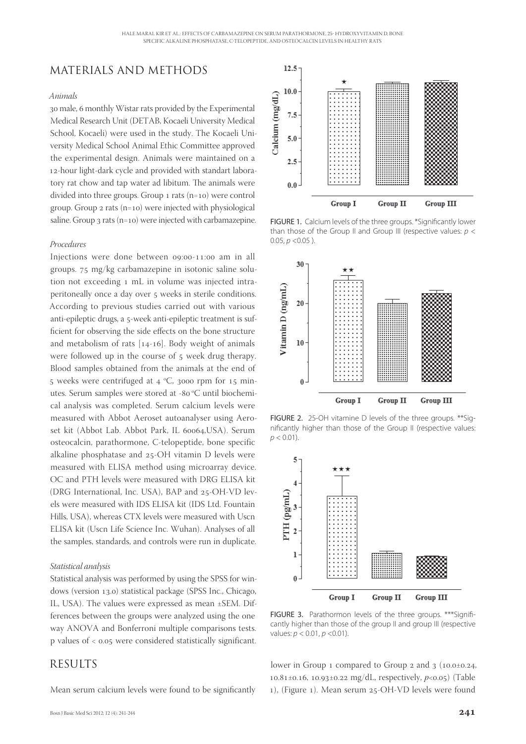## MATERIALS AND METHODS

### *Animals*

30 male, 6 monthly Wistar rats provided by the Experimental Medical Research Unit (DETAB, Kocaeli University Medical School, Kocaeli) were used in the study. The Kocaeli University Medical School Animal Ethic Committee approved the experimental design. Animals were maintained on a 12-hour light-dark cycle and provided with standart laboratory rat chow and tap water ad libitum. The animals were divided into three groups. Group 1 rats (n=10) were control group. Group 2 rats (n=10) were injected with physiological saline. Group 3 rats (n=10) were injected with carbamazepine.

### *Procedures*

Injections were done between 09:00-11:00 am in all groups. 75 mg/kg carbamazepine in isotonic saline solution not exceeding 1 mL in volume was injected intraperitoneally once a day over 5 weeks in sterile conditions. According to previous studies carried out with various anti-epileptic drugs, a 5-week anti-epileptic treatment is sufficient for observing the side effects on the bone structure and metabolism of rats [14-16]. Body weight of animals were followed up in the course of 5 week drug therapy. Blood samples obtained from the animals at the end of 5 weeks were centrifuged at 4 °C, 3000 rpm for 15 minutes. Serum samples were stored at -80 °C until biochemical analysis was completed. Serum calcium levels were measured with Abbot Aeroset autoanalyser using Aeroset kit (Abbot Lab. Abbot Park, IL 60064,USA). Serum osteocalcin, parathormone, C-telopeptide, bone specific alkaline phosphatase and 25-OH vitamin D levels were measured with ELISA method using microarray device. OC and PTH levels were measured with DRG ELISA kit (DRG International, Inc. USA), BAP and 25-OH-VD levels were measured with IDS ELISA kit (IDS Ltd. Fountain Hills, USA), whereas CTX levels were measured with Uscn ELISA kit (Uscn Life Science Inc. Wuhan). Analyses of all the samples, standards, and controls were run in duplicate.

### *Statistical analysis*

Statistical analysis was performed by using the SPSS for windows (version 13.0) statistical package (SPSS Inc., Chicago, IL, USA). The values were expressed as mean ±SEM. Differences between the groups were analyzed using the one way ANOVA and Bonferroni multiple comparisons tests. p values of < 0.05 were considered statistically significant.

FIGURE 1. Calcium levels of the three groups. *Significantly lower than those of the Group II and Group III (respective values: $p < 0.05$, $p < 0.05$ ).

FIGURE 2. 25-OH vitamine D levels of the three groups. **Significantly higher than those of the Group II (respective values: $p < 0.01$).

FIGURE 3. Parathormon levels of the three groups. ***Significantly higher than those of the group II and group III (respective values: $p < 0.01$, $p < 0.01$).

## RESULTS

Mean serum calcium levels were found to be significantly lower in Group 1 compared to Group 2 and 3 (10.0±0.24, 10.81±0.16, 10.93±0.22 mg/dL, respectively, $p<0.05$) (Table 1), (Figure 1). Mean serum 25-OH-VD levels were found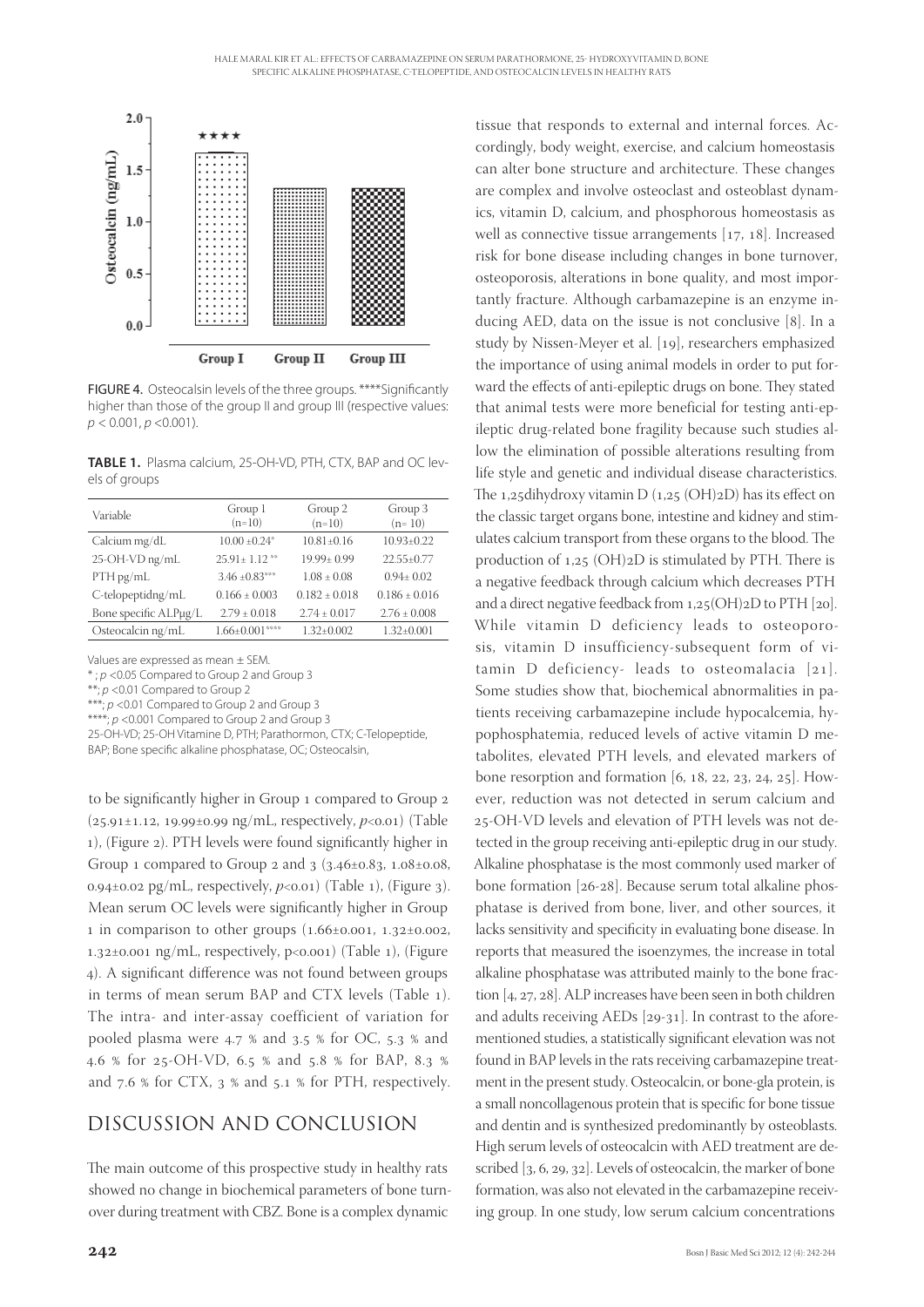FIGURE 4. Osteocalsin levels of the three groups. ****Significantly higher than those of the group II and group III (respective values: $p < 0.001$, $p < 0.001$).

**TABLE 1.** Plasma calcium, 25-OH-VD, PTH, CTX, BAP and OC levels of groups

| Variable | Group 1 (n=10) | Group 2 (n=10) | Group 3 (n= 10) |
|---|---|---|---|
| Calcium mg/dL | 10.00 ±0.24* | 10.81±0.16 | 10.93±0.22 |
| 25-OH-VD ng/mL | 25.91± 1.12 ** | 19.99± 0.99 | 22.55±0.77 |
| PTH pg/mL | 3.46 ±0.83*** | 1.08 ± 0.08 | 0.94± 0.02 |
| C-telopeptidng/mL | 0.166 ± 0.003 | 0.182 ± 0.018 | 0.186 ± 0.016 |
| Bone specific ALPμg/L | 2.79 ± 0.018 | 2.74 ± 0.017 | 2.76 ± 0.008 |
| Osteocalcin ng/mL | 1.66±0.001**** | 1.32±0.002 | 1.32±0.001 |

Values are expressed as mean ± SEM.
* ; $p < 0.05$ Compared to Group 2 and Group 3
**; $p < 0.01$ Compared to Group 2
***; $p < 0.01$ Compared to Group 2 and Group 3
****; $p < 0.001$ Compared to Group 2 and Group 3
25-OH-VD; 25-OH Vitamine D, PTH; Parathormon, CTX; C-Telopeptide, BAP; Bone specific alkaline phosphatase, OC; Osteocalsin,

to be significantly higher in Group 1 compared to Group 2 (25.91±1.12, 19.99±0.99 ng/mL, respectively, $p<0.01$) (Table 1), (Figure 2). PTH levels were found significantly higher in Group 1 compared to Group 2 and 3 (3.46±0.83, 1.08±0.08, 0.94±0.02 pg/mL, respectively, $p<0.01$) (Table 1), (Figure 3). Mean serum OC levels were significantly higher in Group 1 in comparison to other groups (1.66±0.001, 1.32±0.002, 1.32±0.001 ng/mL, respectively, $p<0.001$) (Table 1), (Figure 4). A significant difference was not found between groups in terms of mean serum BAP and CTX levels (Table 1). The intra- and inter-assay coefficient of variation for pooled plasma were 4.7 % and 3.5 % for OC, 5.3 % and 4.6 % for 25-OH-VD, 6.5 % and 5.8 % for BAP, 8.3 % and 7.6 % for CTX, 3 % and 5.1 % for PTH, respectively.

## DISCUSSION AND CONCLUSION

The main outcome of this prospective study in healthy rats showed no change in biochemical parameters of bone turnover during treatment with CBZ. Bone is a complex dynamic tissue that responds to external and internal forces. Accordingly, body weight, exercise, and calcium homeostasis can alter bone structure and architecture. These changes are complex and involve osteoclast and osteoblast dynamics, vitamin D, calcium, and phosphorous homeostasis as well as connective tissue arrangements [17, 18]. Increased risk for bone disease including changes in bone turnover, osteoporosis, alterations in bone quality, and most importantly fracture. Although carbamazepine is an enzyme inducing AED, data on the issue is not conclusive [8]. In a study by Nissen-Meyer et al. [19], researchers emphasized the importance of using animal models in order to put forward the effects of anti-epileptic drugs on bone. They stated that animal tests were more beneficial for testing anti-epileptic drug-related bone fragility because such studies allow the elimination of possible alterations resulting from life style and genetic and individual disease characteristics. The 1,25dihydroxy vitamin D (1,25 $(OH)_2D$) has its effect on the classic target organs bone, intestine and kidney and stimulates calcium transport from these organs to the blood. The production of 1,25 $(OH)_2D$ is stimulated by PTH. There is a negative feedback through calcium which decreases PTH and a direct negative feedback from 1,25$(OH)_2D$ to PTH [20]. While vitamin D deficiency leads to osteoporosis, vitamin D insufficiency-subsequent form of vitamin D deficiency- leads to osteomalacia [21]. Some studies show that, biochemical abnormalities in patients receiving carbamazepine include hypocalcemia, hypophosphatemia, reduced levels of active vitamin D metabolites, elevated PTH levels, and elevated markers of bone resorption and formation [6, 18, 22, 23, 24, 25]. However, reduction was not detected in serum calcium and 25-OH-VD levels and elevation of PTH levels was not detected in the group receiving anti-epileptic drug in our study. Alkaline phosphatase is the most commonly used marker of bone formation [26-28]. Because serum total alkaline phosphatase is derived from bone, liver, and other sources, it lacks sensitivity and specificity in evaluating bone disease. In reports that measured the isoenzymes, the increase in total alkaline phosphatase was attributed mainly to the bone fraction [4, 27, 28]. ALP increases have been seen in both children and adults receiving AEDs [29-31]. In contrast to the aforementioned studies, a statistically significant elevation was not found in BAP levels in the rats receiving carbamazepine treatment in the present study. Osteocalcin, or bone-gla protein, is a small noncollagenous protein that is specific for bone tissue and dentin and is synthesized predominantly by osteoblasts. High serum levels of osteocalcin with AED treatment are described [3, 6, 29, 32]. Levels of osteocalcin, the marker of bone formation, was also not elevated in the carbamazepine receiving group. In one study, low serum calcium concentrations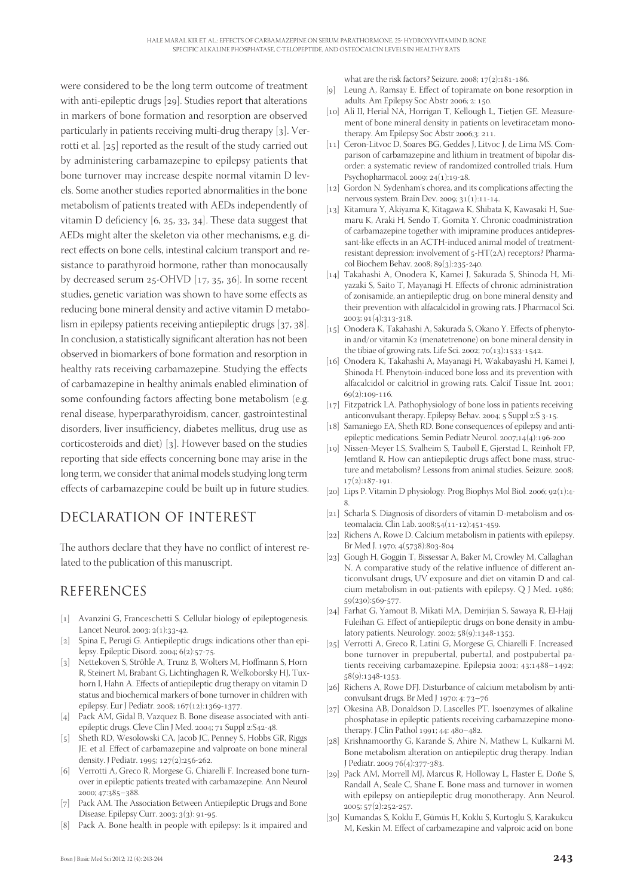were considered to be the long term outcome of treatment with anti-epileptic drugs [29]. Studies report that alterations in markers of bone formation and resorption are observed particularly in patients receiving multi-drug therapy [3]. Verrotti et al. [25] reported as the result of the study carried out by administering carbamazepine to epilepsy patients that bone turnover may increase despite normal vitamin D levels. Some another studies reported abnormalities in the bone metabolism of patients treated with AEDs independently of vitamin D deficiency [6, 25, 33, 34]. These data suggest that AEDs might alter the skeleton via other mechanisms, e.g. direct effects on bone cells, intestinal calcium transport and resistance to parathyroid hormone, rather than monocausally by decreased serum 25-OHVD [17, 35, 36]. In some recent studies, genetic variation was shown to have some effects as reducing bone mineral density and active vitamin D metabolism in epilepsy patients receiving antiepileptic drugs [37, 38]. In conclusion, a statistically significant alteration has not been observed in biomarkers of bone formation and resorption in healthy rats receiving carbamazepine. Studying the effects of carbamazepine in healthy animals enabled elimination of some confounding factors affecting bone metabolism (e.g. renal disease, hyperparathyroidism, cancer, gastrointestinal disorders, liver insufficiency, diabetes mellitus, drug use as corticosteroids and diet) [3]. However based on the studies reporting that side effects concerning bone may arise in the long term, we consider that animal models studying long term effects of carbamazepine could be built up in future studies.

## DECLARATION OF INTEREST

The authors declare that they have no conflict of interest related to the publication of this manuscript.

## REFERENCES

[1] Avanzini G, Franceschetti S. Cellular biology of epileptogenesis. Lancet Neurol. 2003; 2(1):33-42.

[2] Spina E, Perugi G. Antiepileptic drugs: indications other than epilepsy. Epileptic Disord. 2004; 6(2):57-75.

[3] Nettekoven S, Ströhle A, Trunz B, Wolters M, Hoffmann S, Horn R, Steinert M, Brabant G, Lichtinghagen R, Welkoborsky HJ, Tuxhorn I, Hahn A. Effects of antiepileptic drug therapy on vitamin D status and biochemical markers of bone turnover in children with epilepsy. Eur J Pediatr. 2008; 167(12):1369-1377.

[4] Pack AM, Gidal B, Vazquez B. Bone disease associated with antiepileptic drugs. Cleve Clin J Med. 2004; 71 Suppl 2:S42-48.

[5] Sheth RD, Wesolowski CA, Jacob JC, Penney S, Hobbs GR, Riggs JE. et al. Effect of carbamazepine and valproate on bone mineral density. J Pediatr. 1995; 127(2):256-262.

[6] Verrotti A, Greco R, Morgese G, Chiarelli F. Increased bone turnover in epileptic patients treated with carbamazepine. Ann Neurol 2000; 47:385–388.

[7] Pack AM. The Association Between Antiepileptic Drugs and Bone Disease. Epilepsy Curr. 2003; 3(3): 91-95.

[8] Pack A. Bone health in people with epilepsy: Is it impaired and what are the risk factors? Seizure. 2008; 17(2):181-186.

[9] Leung A, Ramsay E. Effect of topiramate on bone resorption in adults. Am Epilepsy Soc Abstr 2006; 2: 150.

[10] Ali II, Herial NA, Horrigan T, Kellough L, Tietjen GE. Measurement of bone mineral density in patients on levetiracetam monotherapy. Am Epilepsy Soc Abstr 2006;3: 211.

[11] Ceron-Litvoc D, Soares BG, Geddes J, Litvoc J, de Lima MS. Comparison of carbamazepine and lithium in treatment of bipolar disorder: a systematic review of randomized controlled trials. Hum Psychopharmacol. 2009; 24(1):19-28.

[12] Gordon N. Sydenham's chorea, and its complications affecting the nervous system. Brain Dev. 2009; 31(1):11-14.

[13] Kitamura Y, Akiyama K, Kitagawa K, Shibata K, Kawasaki H, Suemaru K, Araki H, Sendo T, Gomita Y. Chronic coadministration of carbamazepine together with imipramine produces antidepressant-like effects in an ACTH-induced animal model of treatment-resistant depression: involvement of 5-HT(2A) receptors? Pharmacol Biochem Behav. 2008; 89(3):235-240.

[14] Takahashi A, Onodera K, Kamei J, Sakurada S, Shinoda H, Miyazaki S, Saito T, Mayanagi H. Effects of chronic administration of zonisamide, an antiepileptic drug, on bone mineral density and their prevention with alfacalcidol in growing rats. J Pharmacol Sci. 2003; 91(4):313-318.

[15] Onodera K, Takahashi A, Sakurada S, Okano Y. Effects of phenytoin and/or vitamin K2 (menatetrenone) on bone mineral density in the tibiae of growing rats. Life Sci. 2002; 70(13):1533-1542.

[16] Onodera K, Takahashi A, Mayanagi H, Wakabayashi H, Kamei J, Shinoda H. Phenytoin-induced bone loss and its prevention with alfacalcidol or calcitriol in growing rats. Calcif Tissue Int. 2001; 69(2):109-116.

[17] Fitzpatrick LA. Pathophysiology of bone loss in patients receiving anticonvulsant therapy. Epilepsy Behav. 2004; 5 Suppl 2:S 3-15.

[18] Samaniego EA, Sheth RD. Bone consequences of epilepsy and antiepileptic medications. Semin Pediatr Neurol. 2007;14(4):196-200

[19] Nissen-Meyer LS, Svalheim S, Tauboll E, Gjerstad L, Reinholt FP, Jemtland R. How can antiepileptic drugs affect bone mass, structure and metabolism? Lessons from animal studies. Seizure. 2008; 17(2):187-191.

[20] Lips P. Vitamin D physiology. Prog Biophys Mol Biol. 2006; 92(1):4-8.

[21] Scharla S. Diagnosis of disorders of vitamin D-metabolism and osteomalacia. Clin Lab. 2008;54(11-12):451-459.

[22] Richens A, Rowe D. Calcium metabolism in patients with epilepsy. Br Med J. 1970; 4(5738):803-804

[23] Gough H, Goggin T, Bissessar A, Baker M, Crowley M, Callaghan N. A comparative study of the relative influence of different anticonvulsant drugs, UV exposure and diet on vitamin D and calcium metabolism in out-patients with epilepsy. Q J Med. 1986; 59(230):569-577.

[24] Farhat G, Yamout B, Mikati MA, Demirjian S, Sawaya R, El-Hajj Fuleihan G. Effect of antiepileptic drugs on bone density in ambulatory patients. Neurology. 2002; 58(9):1348-1353.

[25] Verrotti A, Greco R, Latini G, Morgese G, Chiarelli F. Increased bone turnover in prepubertal, pubertal, and postpubertal patients receiving carbamazepine. Epilepsia 2002; 43:1488–1492; 58(9):1348-1353.

[26] Richens A, Rowe DFJ. Disturbance of calcium metabolism by anticonvulsant drugs. Br Med J 1970; 4: 73–76

[27] Okesina AB, Donaldson D, Lascelles PT. Isoenzymes of alkaline phosphatase in epileptic patients receiving carbamazepine monotherapy. J Clin Pathol 1991; 44: 480–482.

[28] Krishnamoorthy G, Karande S, Ahire N, Mathew L, Kulkarni M. Bone metabolism alteration on antiepileptic drug therapy. Indian J Pediatr. 2009 76(4):377-383.

[29] Pack AM, Morrell MJ, Marcus R, Holloway L, Flaster E, Doñe S, Randall A, Seale C, Shane E. Bone mass and turnover in women with epilepsy on antiepileptic drug monotherapy. Ann Neurol. 2005; 57(2):252-257.

[30] Kumandas S, Koklu E, Gümüs H, Koklu S, Kurtoglu S, Karakukcu M, Keskin M. Effect of carbamezapine and valproic acid on bone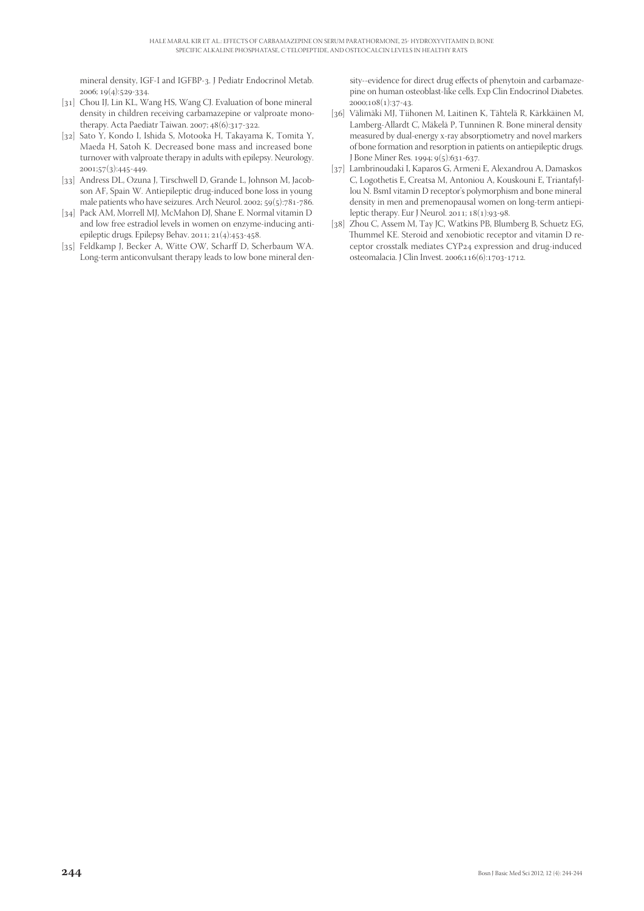mineral density, IGF-I and IGFBP-3. J Pediatr Endocrinol Metab. 2006; 19(4):529-334.

[31] Chou IJ, Lin KL, Wang HS, Wang CJ. Evaluation of bone mineral density in children receiving carbamazepine or valproate monotherapy. Acta Paediatr Taiwan. 2007; 48(6):317-322.

[32] Sato Y, Kondo I, Ishida S, Motooka H, Takayama K, Tomita Y, Maeda H, Satoh K. Decreased bone mass and increased bone turnover with valproate therapy in adults with epilepsy. Neurology. 2001;57(3):445-449.

[33] Andress DL, Ozuna J, Tirschwell D, Grande L, Johnson M, Jacobson AF, Spain W. Antiepileptic drug-induced bone loss in young male patients who have seizures. Arch Neurol. 2002; 59(5):781-786.

[34] Pack AM, Morrell MJ, McMahon DJ, Shane E. Normal vitamin D and low free estradiol levels in women on enzyme-inducing antiepileptic drugs. Epilepsy Behav. 2011; 21(4):453-458.

[35] Feldkamp J, Becker A, Witte OW, Scharff D, Scherbaum WA. Long-term anticonvulsant therapy leads to low bone mineral density--evidence for direct drug effects of phenytoin and carbamazepine on human osteoblast-like cells. Exp Clin Endocrinol Diabetes. 2000;108(1):37-43.

[36] Välimäki MJ, Tiihonen M, Laitinen K, Tähtelä R, Kärkkäinen M, Lamberg-Allardt C, Mäkelä P, Tunninen R. Bone mineral density measured by dual-energy x-ray absorptiometry and novel markers of bone formation and resorption in patients on antiepileptic drugs. J Bone Miner Res. 1994; 9(5):631-637.

[37] Lambrinoudaki I, Kaparos G, Armeni E, Alexandrou A, Damaskos C, Logothetis E, Creatsa M, Antoniou A, Kouskouni E, Triantafyllou N. BsmI vitamin D receptor's polymorphism and bone mineral density in men and premenopausal women on long-term antiepileptic therapy. Eur J Neurol. 2011; 18(1):93-98.

[38] Zhou C, Assem M, Tay JC, Watkins PB, Blumberg B, Schuetz EG, Thummel KE. Steroid and xenobiotic receptor and vitamin D receptor crosstalk mediates CYP24 expression and drug-induced osteomalacia. J Clin Invest. 2006;116(6):1703-1712.